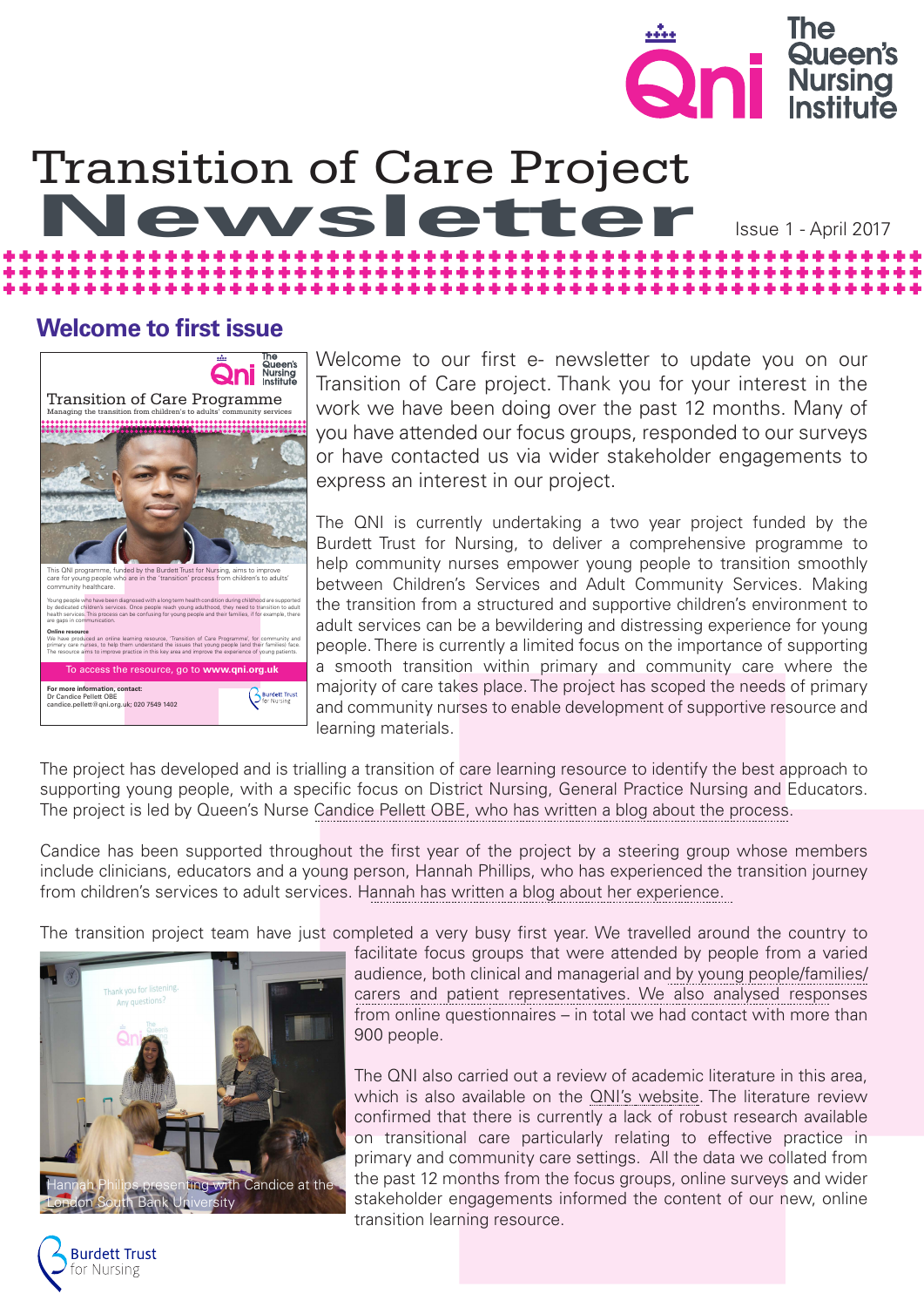# Transition of Care Project Newsletter

Issue 1 - April 2017

## Welcome to first issue

Welcome to our first e- newsletter to update you on our Transition of Care project. Thank you for your interest in the work we have been doing over the past 12 months. Many of you have attended our focus groups, responded to our surveys or have contacted us via wider stakeholder engagements to express an interest in our project.

The QNI is currently undertaking a two year project funded by the Burdett Trust for Nursing, to deliver a comprehensive programme to help community nurses empower young people to transition smoothly between Children's Services and Adult Community Services. Making the transition from a structured and supportive children's environment to adult services can be a bewildering and distressing experience for young people. There is currently a limited focus on the importance of supporting a smooth transition within primary and community care where the majority of care takes place. The project has scoped the needs of primary and community nurses to enable development of supportive resource and learning materials.

The project has developed and is trialling a transition of care learning resource to identify the best approach to supporting young people, with a specific focus on District Nursing, General Practice Nursing and Educators. The project is led by Queen's Nurse Candice Pellett OBE, who has written a blog about the process.

Candice has been supported throughout the first year of the project by a steering group whose members include clinicians, educators and a young person, Hannah Phillips, who has experienced the transition journey from children's services to adult services. Hannah has written a blog about her experience.

The transition project team have just completed a very busy first year. We travelled around the country to facilitate focus groups that were attended by people from a varied audience, both clinical and managerial and by young people/families/carers and patient representatives. We also analysed responses from online questionnaires – in total we had contact with more than 900 people.

Hannah Phillips presenting with Candice at the London South Bank University

The QNI also carried out a review of academic literature in this area, which is also available on the QNI's website. The literature review confirmed that there is currently a lack of robust research available on transitional care particularly relating to effective practice in primary and community care settings. All the data we collated from the past 12 months from the focus groups, online surveys and wider stakeholder engagements informed the content of our new, online transition learning resource.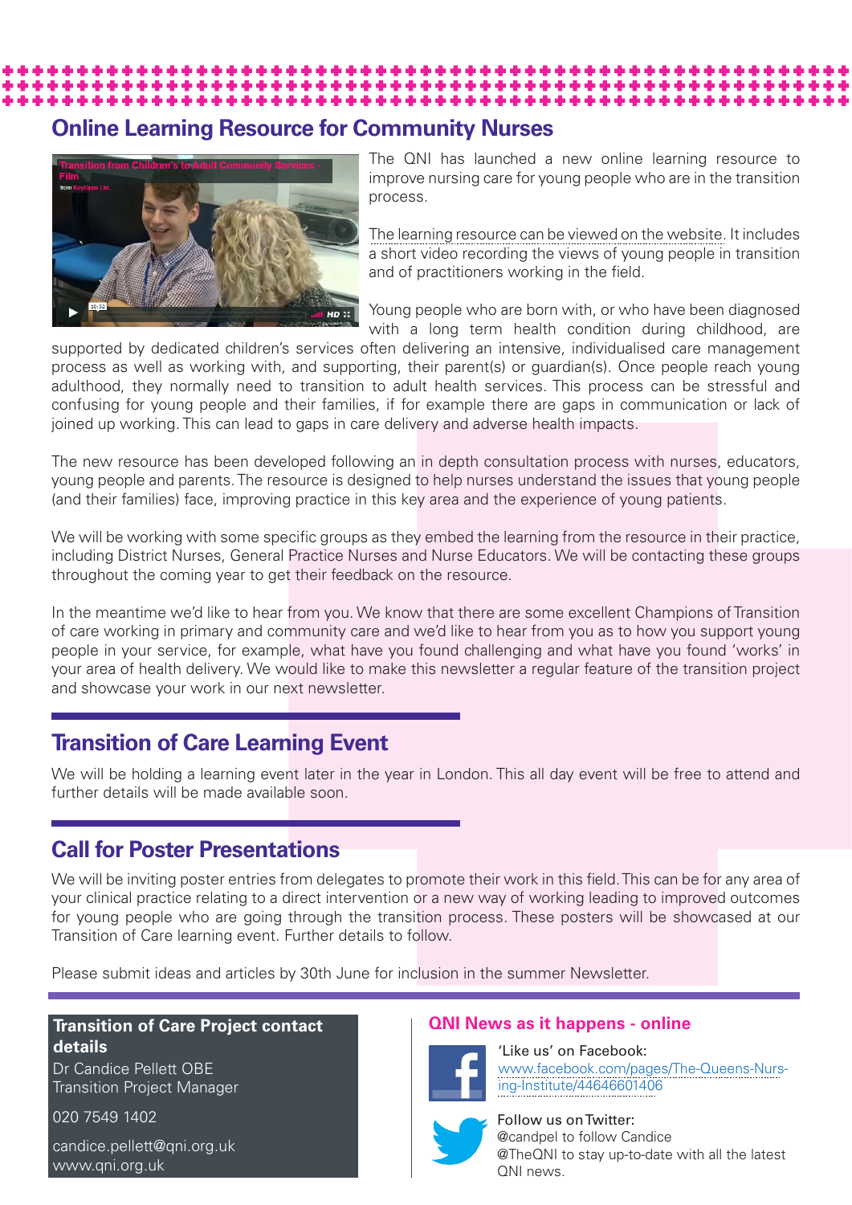## Online Learning Resource for Community Nurses

The QNI has launched a new online learning resource to improve nursing care for young people who are in the transition process.

The learning resource can be viewed on the website. It includes a short video recording the views of young people in transition and of practitioners working in the field.

Young people who are born with, or who have been diagnosed with a long term health condition during childhood, are supported by dedicated children's services often delivering an intensive, individualised care management process as well as working with, and supporting, their parent(s) or guardian(s). Once people reach young adulthood, they normally need to transition to adult health services. This process can be stressful and confusing for young people and their families, if for example there are gaps in communication or lack of joined up working. This can lead to gaps in care delivery and adverse health impacts.

The new resource has been developed following an in depth consultation process with nurses, educators, young people and parents. The resource is designed to help nurses understand the issues that young people (and their families) face, improving practice in this key area and the experience of young patients.

We will be working with some specific groups as they embed the learning from the resource in their practice, including District Nurses, General Practice Nurses and Nurse Educators. We will be contacting these groups throughout the coming year to get their feedback on the resource.

In the meantime we'd like to hear from you. We know that there are some excellent Champions of Transition of care working in primary and community care and we'd like to hear from you as to how you support young people in your service, for example, what have you found challenging and what have you found 'works' in your area of health delivery. We would like to make this newsletter a regular feature of the transition project and showcase your work in our next newsletter.

## Transition of Care Learning Event

We will be holding a learning event later in the year in London. This all day event will be free to attend and further details will be made available soon.

## Call for Poster Presentations

We will be inviting poster entries from delegates to promote their work in this field. This can be for any area of your clinical practice relating to a direct intervention or a new way of working leading to improved outcomes for young people who are going through the transition process. These posters will be showcased at our Transition of Care learning event. Further details to follow.

Please submit ideas and articles by 30th June for inclusion in the summer Newsletter.

**Transition of Care Project contact details**

Dr Candice Pellett OBE
Transition Project Manager

020 7549 1402

candice.pellett@qni.org.uk
www.qni.org.uk

### QNI News as it happens - online

'Like us' on Facebook:
www.facebook.com/pages/The-Queens-Nursing-Institute/44646601406

Follow us on Twitter:
@candpel to follow Candice
@TheQNI to stay up-to-date with all the latest QNI news.